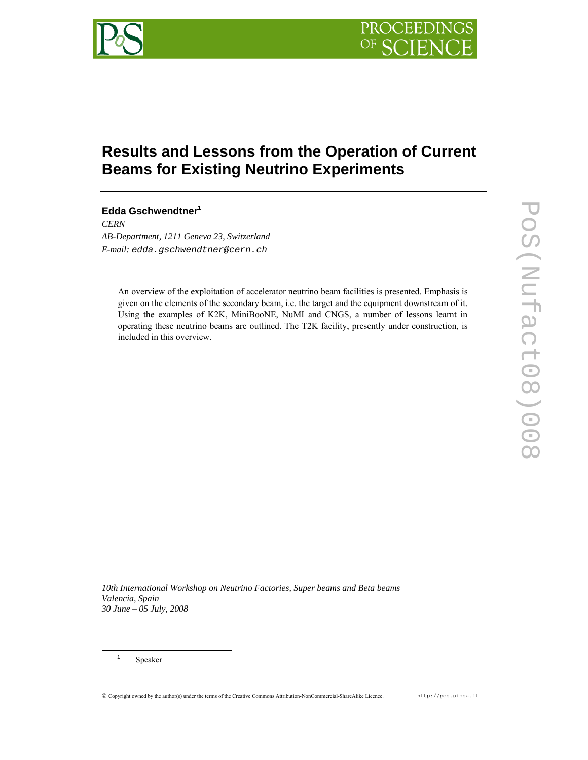# Results and Lessons from the Operation of Current Beams for Existing Neutrino Experiments

**Edda Gschwendtner**[1]

*CERN*
*AB-Department, 1211 Geneva 23, Switzerland*
*E-mail:* edda.gschwendtner@cern.ch

An overview of the exploitation of accelerator neutrino beam facilities is presented. Emphasis is given on the elements of the secondary beam, i.e. the target and the equipment downstream of it. Using the examples of K2K, MiniBooNE, NuMI and CNGS, a number of lessons learnt in operating these neutrino beams are outlined. The T2K facility, presently under construction, is included in this overview.

*10th International Workshop on Neutrino Factories, Super beams and Beta beams*
*Valencia, Spain*
*30 June – 05 July, 2008*

[1] Speaker

© Copyright owned by the author(s) under the terms of the Creative Commons Attribution-NonCommercial-ShareAlike Licence. http://pos.sissa.it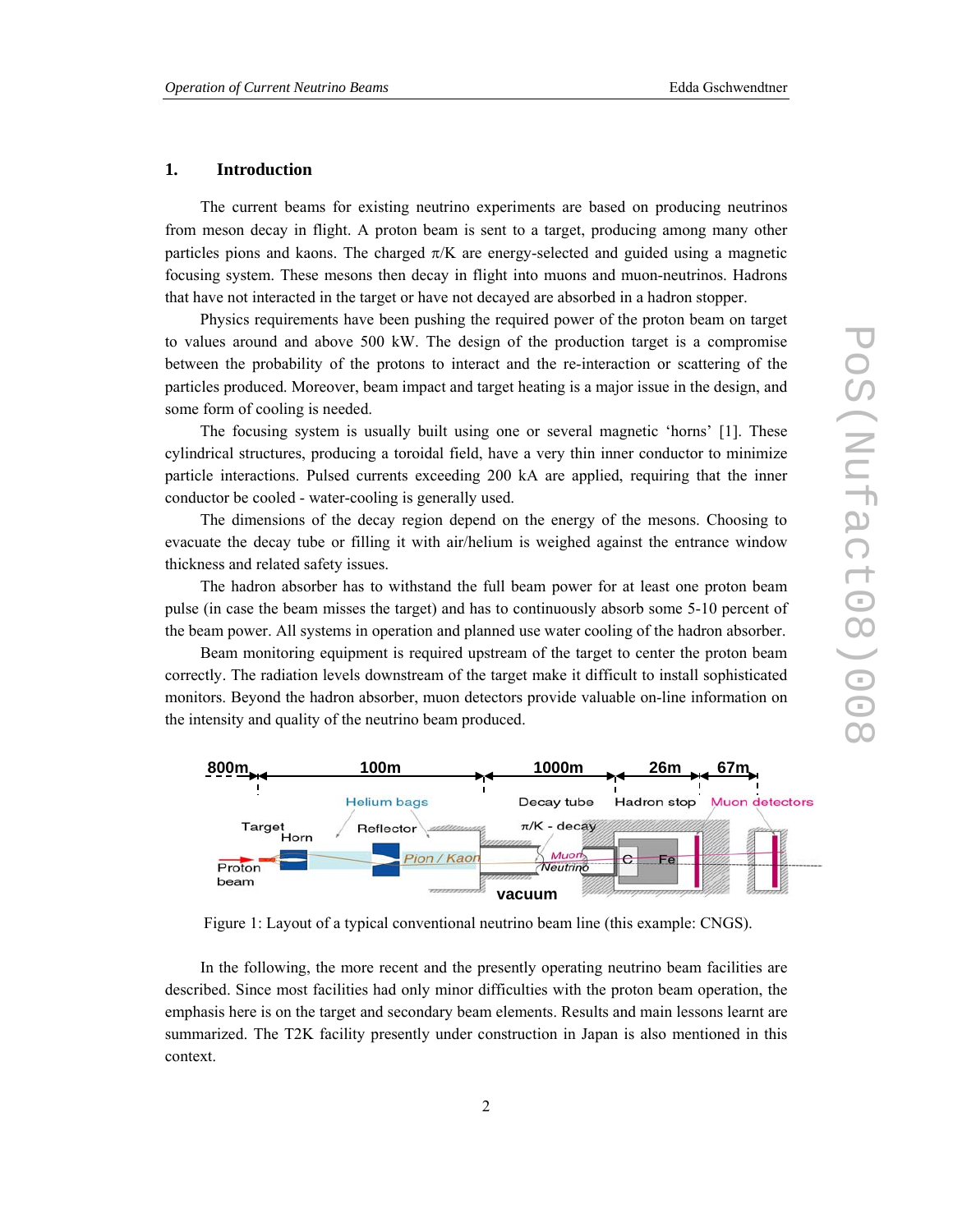## 1. Introduction

The current beams for existing neutrino experiments are based on producing neutrinos from meson decay in flight. A proton beam is sent to a target, producing among many other particles pions and kaons. The charged $\pi$/K are energy-selected and guided using a magnetic focusing system. These mesons then decay in flight into muons and muon-neutrinos. Hadrons that have not interacted in the target or have not decayed are absorbed in a hadron stopper.

Physics requirements have been pushing the required power of the proton beam on target to values around and above 500 kW. The design of the production target is a compromise between the probability of the protons to interact and the re-interaction or scattering of the particles produced. Moreover, beam impact and target heating is a major issue in the design, and some form of cooling is needed.

The focusing system is usually built using one or several magnetic 'horns' [1]. These cylindrical structures, producing a toroidal field, have a very thin inner conductor to minimize particle interactions. Pulsed currents exceeding 200 kA are applied, requiring that the inner conductor be cooled - water-cooling is generally used.

The dimensions of the decay region depend on the energy of the mesons. Choosing to evacuate the decay tube or filling it with air/helium is weighed against the entrance window thickness and related safety issues.

The hadron absorber has to withstand the full beam power for at least one proton beam pulse (in case the beam misses the target) and has to continuously absorb some 5-10 percent of the beam power. All systems in operation and planned use water cooling of the hadron absorber.

Beam monitoring equipment is required upstream of the target to center the proton beam correctly. The radiation levels downstream of the target make it difficult to install sophisticated monitors. Beyond the hadron absorber, muon detectors provide valuable on-line information on the intensity and quality of the neutrino beam produced.

Figure 1: Layout of a typical conventional neutrino beam line (this example: CNGS).

In the following, the more recent and the presently operating neutrino beam facilities are described. Since most facilities had only minor difficulties with the proton beam operation, the emphasis here is on the target and secondary beam elements. Results and main lessons learnt are summarized. The T2K facility presently under construction in Japan is also mentioned in this context.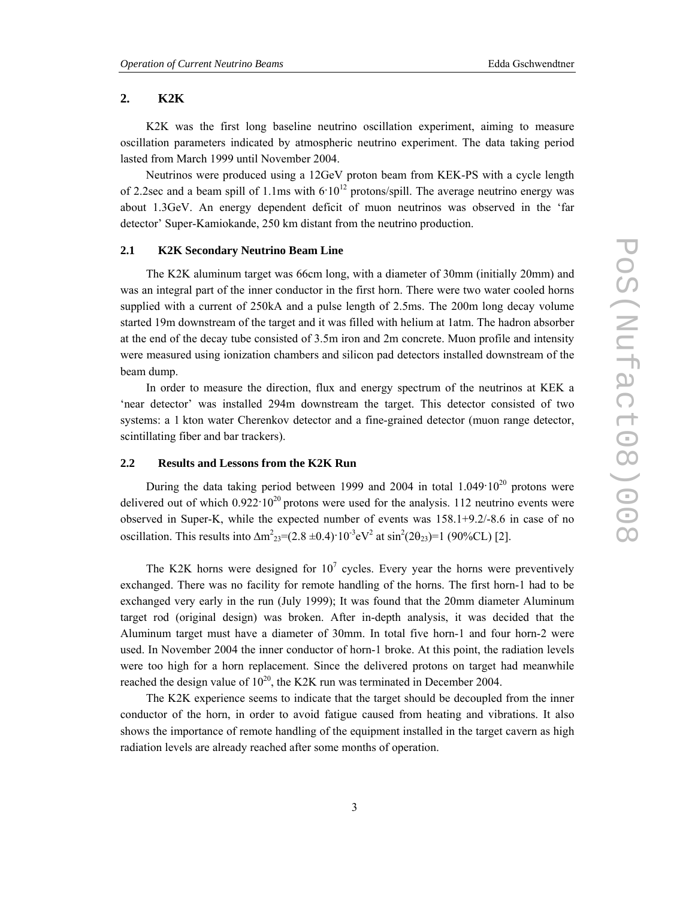## 2. K2K

K2K was the first long baseline neutrino oscillation experiment, aiming to measure oscillation parameters indicated by atmospheric neutrino experiment. The data taking period lasted from March 1999 until November 2004.

Neutrinos were produced using a 12GeV proton beam from KEK-PS with a cycle length of 2.2sec and a beam spill of 1.1ms with $6{\cdot}10^{12}$ protons/spill. The average neutrino energy was about 1.3GeV. An energy dependent deficit of muon neutrinos was observed in the 'far detector' Super-Kamiokande, 250 km distant from the neutrino production.

### 2.1 K2K Secondary Neutrino Beam Line

The K2K aluminum target was 66cm long, with a diameter of 30mm (initially 20mm) and was an integral part of the inner conductor in the first horn. There were two water cooled horns supplied with a current of 250kA and a pulse length of 2.5ms. The 200m long decay volume started 19m downstream of the target and it was filled with helium at 1atm. The hadron absorber at the end of the decay tube consisted of 3.5m iron and 2m concrete. Muon profile and intensity were measured using ionization chambers and silicon pad detectors installed downstream of the beam dump.

In order to measure the direction, flux and energy spectrum of the neutrinos at KEK a 'near detector' was installed 294m downstream the target. This detector consisted of two systems: a 1 kton water Cherenkov detector and a fine-grained detector (muon range detector, scintillating fiber and bar trackers).

### 2.2 Results and Lessons from the K2K Run

During the data taking period between 1999 and 2004 in total $1.049{\cdot}10^{20}$ protons were delivered out of which $0.922{\cdot}10^{20}$ protons were used for the analysis. 112 neutrino events were observed in Super-K, while the expected number of events was 158.1+9.2/-8.6 in case of no oscillation. This results into $\Delta m^2_{23}=(2.8 \pm 0.4){\cdot}10^{-3}\text{eV}^2$ at $\sin^2(2\theta_{23})=1$ (90%CL) [2].

The K2K horns were designed for $10^7$ cycles. Every year the horns were preventively exchanged. There was no facility for remote handling of the horns. The first horn-1 had to be exchanged very early in the run (July 1999); It was found that the 20mm diameter Aluminum target rod (original design) was broken. After in-depth analysis, it was decided that the Aluminum target must have a diameter of 30mm. In total five horn-1 and four horn-2 were used. In November 2004 the inner conductor of horn-1 broke. At this point, the radiation levels were too high for a horn replacement. Since the delivered protons on target had meanwhile reached the design value of $10^{20}$, the K2K run was terminated in December 2004.

The K2K experience seems to indicate that the target should be decoupled from the inner conductor of the horn, in order to avoid fatigue caused from heating and vibrations. It also shows the importance of remote handling of the equipment installed in the target cavern as high radiation levels are already reached after some months of operation.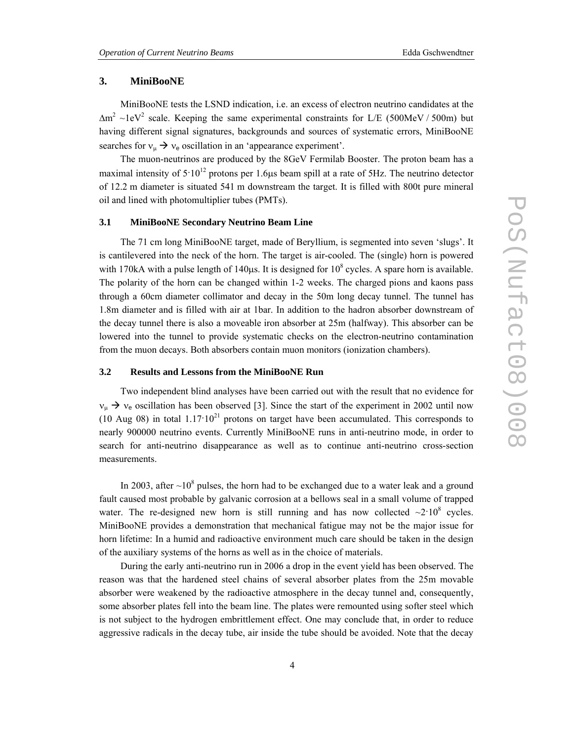## 3. MiniBooNE

MiniBooNE tests the LSND indication, i.e. an excess of electron neutrino candidates at the $\Delta m^2 \sim 1eV^2$ scale. Keeping the same experimental constraints for L/E (500MeV / 500m) but having different signal signatures, backgrounds and sources of systematic errors, MiniBooNE searches for $\nu_\mu \rightarrow \nu_e$ oscillation in an 'appearance experiment'.

The muon-neutrinos are produced by the 8GeV Fermilab Booster. The proton beam has a maximal intensity of $5 \cdot 10^{12}$ protons per 1.6μs beam spill at a rate of 5Hz. The neutrino detector of 12.2 m diameter is situated 541 m downstream the target. It is filled with 800t pure mineral oil and lined with photomultiplier tubes (PMTs).

### 3.1 MiniBooNE Secondary Neutrino Beam Line

The 71 cm long MiniBooNE target, made of Beryllium, is segmented into seven 'slugs'. It is cantilevered into the neck of the horn. The target is air-cooled. The (single) horn is powered with 170kA with a pulse length of 140μs. It is designed for $10^8$ cycles. A spare horn is available. The polarity of the horn can be changed within 1-2 weeks. The charged pions and kaons pass through a 60cm diameter collimator and decay in the 50m long decay tunnel. The tunnel has 1.8m diameter and is filled with air at 1bar. In addition to the hadron absorber downstream of the decay tunnel there is also a moveable iron absorber at 25m (halfway). This absorber can be lowered into the tunnel to provide systematic checks on the electron-neutrino contamination from the muon decays. Both absorbers contain muon monitors (ionization chambers).

### 3.2 Results and Lessons from the MiniBooNE Run

Two independent blind analyses have been carried out with the result that no evidence for $\nu_\mu \rightarrow \nu_e$ oscillation has been observed [3]. Since the start of the experiment in 2002 until now (10 Aug 08) in total $1.17 \cdot 10^{21}$ protons on target have been accumulated. This corresponds to nearly 900000 neutrino events. Currently MiniBooNE runs in anti-neutrino mode, in order to search for anti-neutrino disappearance as well as to continue anti-neutrino cross-section measurements.

In 2003, after $\sim 10^8$ pulses, the horn had to be exchanged due to a water leak and a ground fault caused most probable by galvanic corrosion at a bellows seal in a small volume of trapped water. The re-designed new horn is still running and has now collected $\sim 2 \cdot 10^8$ cycles. MiniBooNE provides a demonstration that mechanical fatigue may not be the major issue for horn lifetime: In a humid and radioactive environment much care should be taken in the design of the auxiliary systems of the horns as well as in the choice of materials.

During the early anti-neutrino run in 2006 a drop in the event yield has been observed. The reason was that the hardened steel chains of several absorber plates from the 25m movable absorber were weakened by the radioactive atmosphere in the decay tunnel and, consequently, some absorber plates fell into the beam line. The plates were remounted using softer steel which is not subject to the hydrogen embrittlement effect. One may conclude that, in order to reduce aggressive radicals in the decay tube, air inside the tube should be avoided. Note that the decay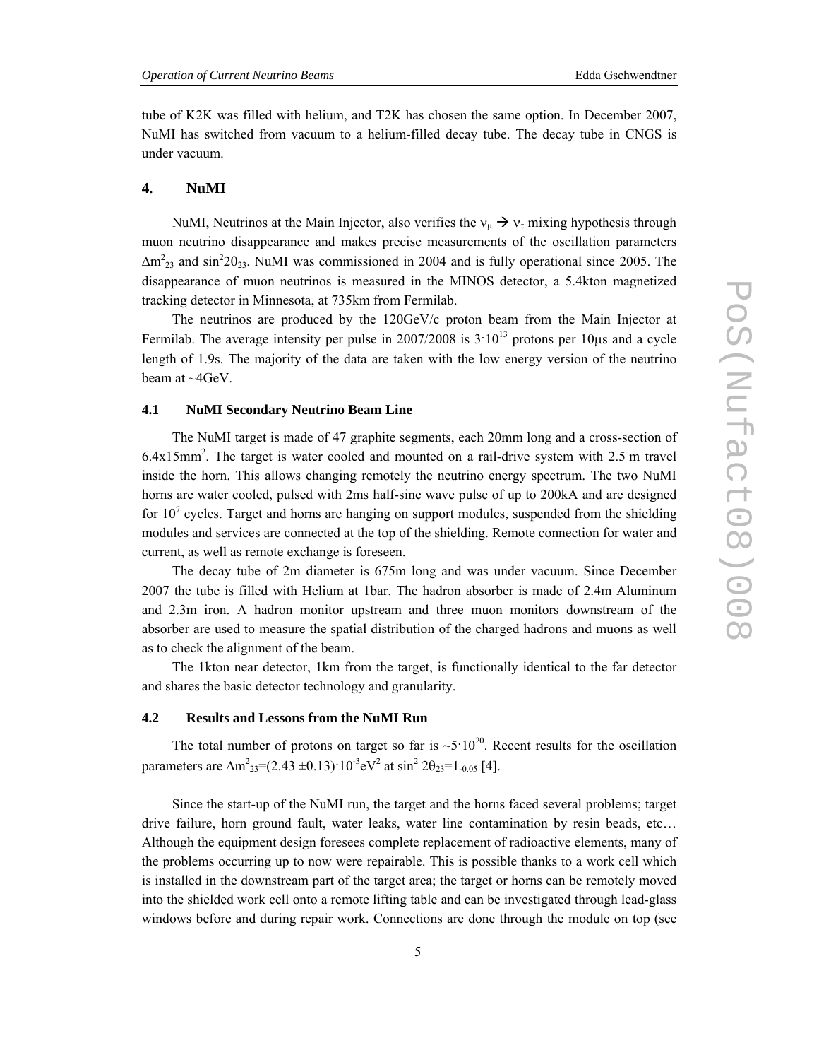tube of K2K was filled with helium, and T2K has chosen the same option. In December 2007, NuMI has switched from vacuum to a helium-filled decay tube. The decay tube in CNGS is under vacuum.

## 4. NuMI

NuMI, Neutrinos at the Main Injector, also verifies the $\nu_\mu \rightarrow \nu_\tau$ mixing hypothesis through muon neutrino disappearance and makes precise measurements of the oscillation parameters $\Delta m^2_{23}$ and $\sin^2 2\theta_{23}$. NuMI was commissioned in 2004 and is fully operational since 2005. The disappearance of muon neutrinos is measured in the MINOS detector, a 5.4kton magnetized tracking detector in Minnesota, at 735km from Fermilab.

The neutrinos are produced by the 120GeV/c proton beam from the Main Injector at Fermilab. The average intensity per pulse in 2007/2008 is $3 \cdot 10^{13}$ protons per 10μs and a cycle length of 1.9s. The majority of the data are taken with the low energy version of the neutrino beam at ~4GeV.

### 4.1 NuMI Secondary Neutrino Beam Line

The NuMI target is made of 47 graphite segments, each 20mm long and a cross-section of $6.4 \times 15\text{mm}^2$. The target is water cooled and mounted on a rail-drive system with 2.5 m travel inside the horn. This allows changing remotely the neutrino energy spectrum. The two NuMI horns are water cooled, pulsed with 2ms half-sine wave pulse of up to 200kA and are designed for $10^7$ cycles. Target and horns are hanging on support modules, suspended from the shielding modules and services are connected at the top of the shielding. Remote connection for water and current, as well as remote exchange is foreseen.

The decay tube of 2m diameter is 675m long and was under vacuum. Since December 2007 the tube is filled with Helium at 1bar. The hadron absorber is made of 2.4m Aluminum and 2.3m iron. A hadron monitor upstream and three muon monitors downstream of the absorber are used to measure the spatial distribution of the charged hadrons and muons as well as to check the alignment of the beam.

The 1kton near detector, 1km from the target, is functionally identical to the far detector and shares the basic detector technology and granularity.

### 4.2 Results and Lessons from the NuMI Run

The total number of protons on target so far is $\sim 5 \cdot 10^{20}$. Recent results for the oscillation parameters are $\Delta m^2_{23} = (2.43 \pm 0.13) \cdot 10^{-3} \text{eV}^2$ at $\sin^2 2\theta_{23} = 1_{-0.05}$ [4].

Since the start-up of the NuMI run, the target and the horns faced several problems; target drive failure, horn ground fault, water leaks, water line contamination by resin beads, etc… Although the equipment design foresees complete replacement of radioactive elements, many of the problems occurring up to now were repairable. This is possible thanks to a work cell which is installed in the downstream part of the target area; the target or horns can be remotely moved into the shielded work cell onto a remote lifting table and can be investigated through lead-glass windows before and during repair work. Connections are done through the module on top (see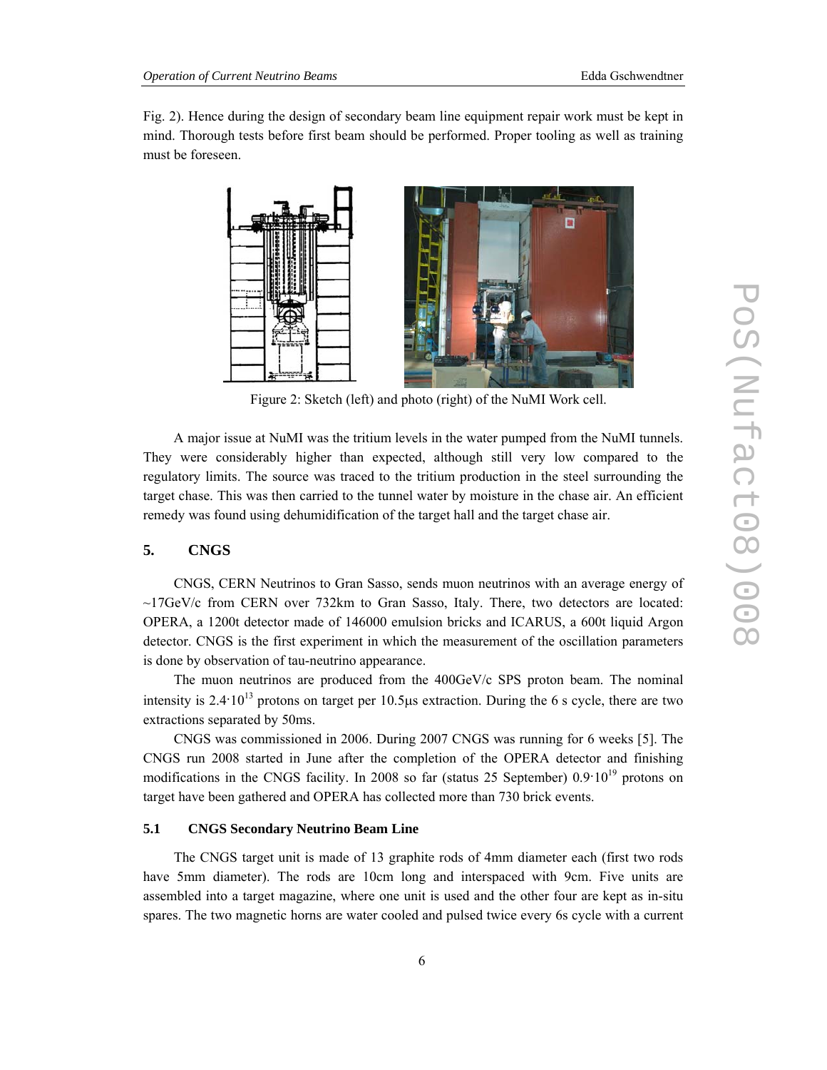Fig. 2). Hence during the design of secondary beam line equipment repair work must be kept in mind. Thorough tests before first beam should be performed. Proper tooling as well as training must be foreseen.

Figure 2: Sketch (left) and photo (right) of the NuMI Work cell.

A major issue at NuMI was the tritium levels in the water pumped from the NuMI tunnels. They were considerably higher than expected, although still very low compared to the regulatory limits. The source was traced to the tritium production in the steel surrounding the target chase. This was then carried to the tunnel water by moisture in the chase air. An efficient remedy was found using dehumidification of the target hall and the target chase air.

## 5. CNGS

CNGS, CERN Neutrinos to Gran Sasso, sends muon neutrinos with an average energy of ~17GeV/c from CERN over 732km to Gran Sasso, Italy. There, two detectors are located: OPERA, a 1200t detector made of 146000 emulsion bricks and ICARUS, a 600t liquid Argon detector. CNGS is the first experiment in which the measurement of the oscillation parameters is done by observation of tau-neutrino appearance.

The muon neutrinos are produced from the 400GeV/c SPS proton beam. The nominal intensity is $2.4 \cdot 10^{13}$ protons on target per 10.5μs extraction. During the 6 s cycle, there are two extractions separated by 50ms.

CNGS was commissioned in 2006. During 2007 CNGS was running for 6 weeks [5]. The CNGS run 2008 started in June after the completion of the OPERA detector and finishing modifications in the CNGS facility. In 2008 so far (status 25 September) $0.9 \cdot 10^{19}$ protons on target have been gathered and OPERA has collected more than 730 brick events.

### 5.1 CNGS Secondary Neutrino Beam Line

The CNGS target unit is made of 13 graphite rods of 4mm diameter each (first two rods have 5mm diameter). The rods are 10cm long and interspaced with 9cm. Five units are assembled into a target magazine, where one unit is used and the other four are kept as in-situ spares. The two magnetic horns are water cooled and pulsed twice every 6s cycle with a current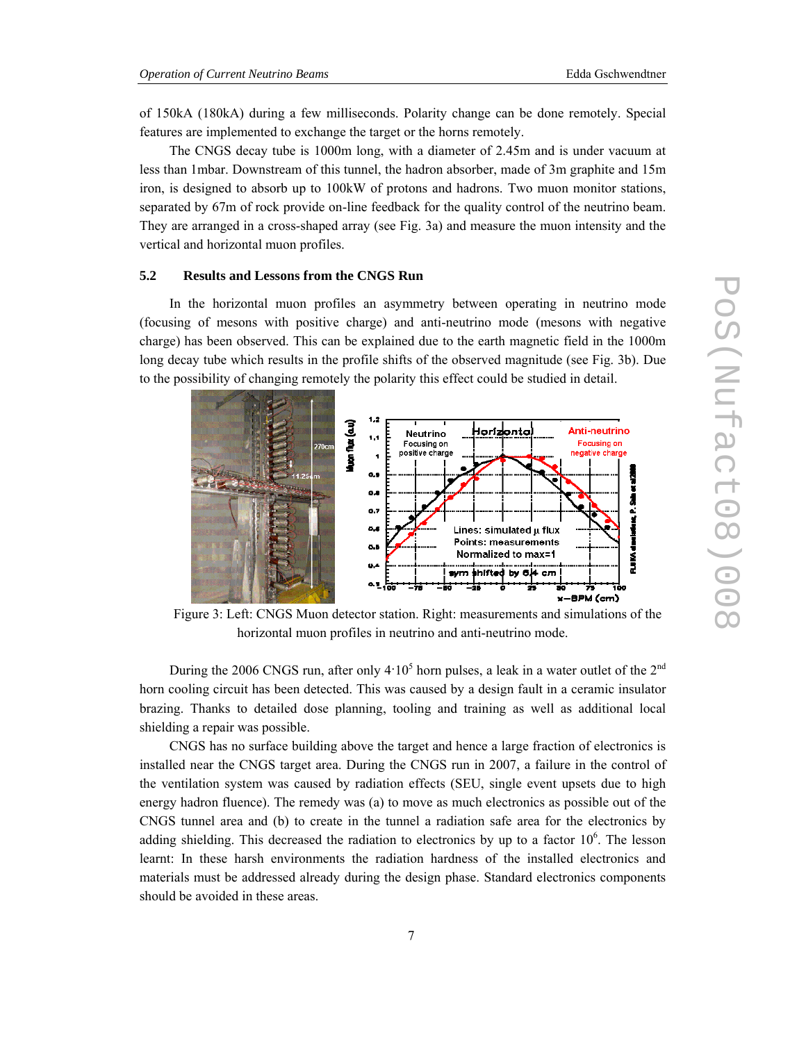of 150kA (180kA) during a few milliseconds. Polarity change can be done remotely. Special features are implemented to exchange the target or the horns remotely.

The CNGS decay tube is 1000m long, with a diameter of 2.45m and is under vacuum at less than 1mbar. Downstream of this tunnel, the hadron absorber, made of 3m graphite and 15m iron, is designed to absorb up to 100kW of protons and hadrons. Two muon monitor stations, separated by 67m of rock provide on-line feedback for the quality control of the neutrino beam. They are arranged in a cross-shaped array (see Fig. 3a) and measure the muon intensity and the vertical and horizontal muon profiles.

### 5.2 Results and Lessons from the CNGS Run

In the horizontal muon profiles an asymmetry between operating in neutrino mode (focusing of mesons with positive charge) and anti-neutrino mode (mesons with negative charge) has been observed. This can be explained due to the earth magnetic field in the 1000m long decay tube which results in the profile shifts of the observed magnitude (see Fig. 3b). Due to the possibility of changing remotely the polarity this effect could be studied in detail.

Figure 3: Left: CNGS Muon detector station. Right: measurements and simulations of the horizontal muon profiles in neutrino and anti-neutrino mode.

During the 2006 CNGS run, after only $4 \cdot 10^5$ horn pulses, a leak in a water outlet of the 2nd horn cooling circuit has been detected. This was caused by a design fault in a ceramic insulator brazing. Thanks to detailed dose planning, tooling and training as well as additional local shielding a repair was possible.

CNGS has no surface building above the target and hence a large fraction of electronics is installed near the CNGS target area. During the CNGS run in 2007, a failure in the control of the ventilation system was caused by radiation effects (SEU, single event upsets due to high energy hadron fluence). The remedy was (a) to move as much electronics as possible out of the CNGS tunnel area and (b) to create in the tunnel a radiation safe area for the electronics by adding shielding. This decreased the radiation to electronics by up to a factor $10^6$. The lesson learnt: In these harsh environments the radiation hardness of the installed electronics and materials must be addressed already during the design phase. Standard electronics components should be avoided in these areas.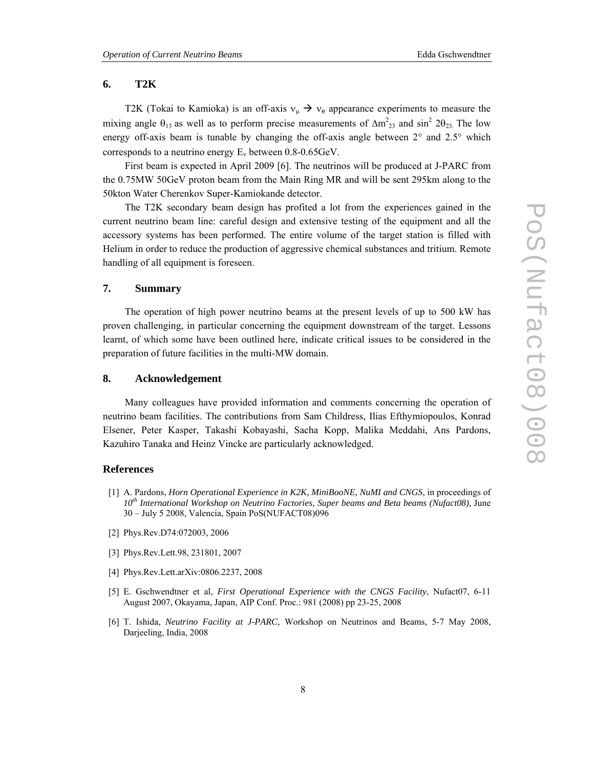## 6. T2K

T2K (Tokai to Kamioka) is an off-axis $\nu_\mu \rightarrow \nu_e$ appearance experiments to measure the mixing angle $\theta_{13}$ as well as to perform precise measurements of $\Delta m^2_{23}$ and $\sin^2 2\theta_{23.}$ The low energy off-axis beam is tunable by changing the off-axis angle between 2° and 2.5° which corresponds to a neutrino energy $E_\nu$ between 0.8-0.65GeV.

First beam is expected in April 2009 [6]. The neutrinos will be produced at J-PARC from the 0.75MW 50GeV proton beam from the Main Ring MR and will be sent 295km along to the 50kton Water Cherenkov Super-Kamiokande detector.

The T2K secondary beam design has profited a lot from the experiences gained in the current neutrino beam line: careful design and extensive testing of the equipment and all the accessory systems has been performed. The entire volume of the target station is filled with Helium in order to reduce the production of aggressive chemical substances and tritium. Remote handling of all equipment is foreseen.

## 7. Summary

The operation of high power neutrino beams at the present levels of up to 500 kW has proven challenging, in particular concerning the equipment downstream of the target. Lessons learnt, of which some have been outlined here, indicate critical issues to be considered in the preparation of future facilities in the multi-MW domain.

## 8. Acknowledgement

Many colleagues have provided information and comments concerning the operation of neutrino beam facilities. The contributions from Sam Childress, Ilias Efthymiopoulos, Konrad Elsener, Peter Kasper, Takashi Kobayashi, Sacha Kopp, Malika Meddahi, Ans Pardons, Kazuhiro Tanaka and Heinz Vincke are particularly acknowledged.

## References

[1] A. Pardons, *Horn Operational Experience in K2K, MiniBooNE, NuMI and CNGS*, in proceedings of *10th International Workshop on Neutrino Factories, Super beams and Beta beams (Nufact08),* June 30 – July 5 2008, Valencia, Spain PoS(NUFACT08)096

[2] Phys.Rev.D74:072003, 2006

[3] Phys.Rev.Lett.98, 231801, 2007

[4] Phys.Rev.Lett.arXiv:0806.2237, 2008

[5] E. Gschwendtner et al, *First Operational Experience with the CNGS Facility*, Nufact07, 6-11 August 2007, Okayama, Japan, AIP Conf. Proc.: 981 (2008) pp 23-25, 2008

[6] T. Ishida, *Neutrino Facility at J-PARC*, Workshop on Neutrinos and Beams, 5-7 May 2008, Darjeeling, India, 2008